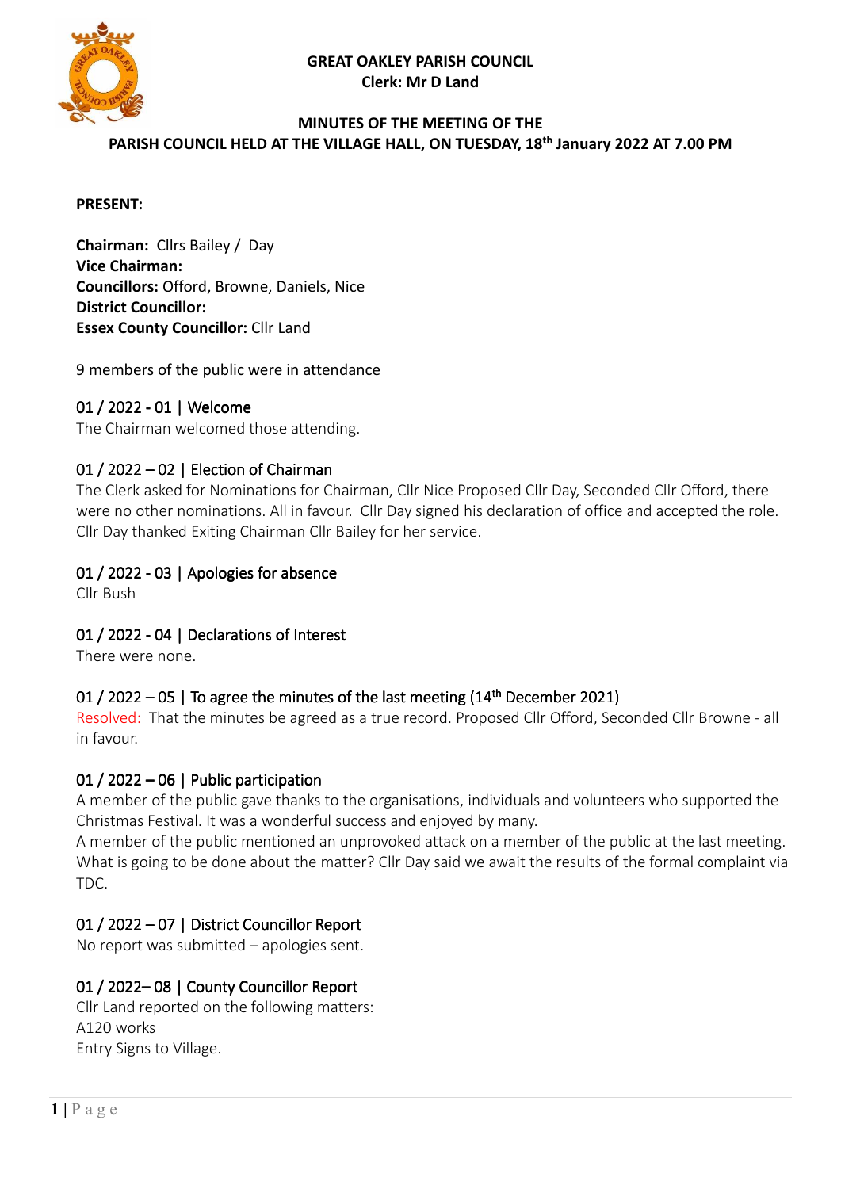**GREAT OAKLEY PARISH COUNCIL**
**Clerk: Mr D Land**

**MINUTES OF THE MEETING OF THE PARISH COUNCIL HELD AT THE VILLAGE HALL, ON TUESDAY, 18th January 2022 AT 7.00 PM**

**PRESENT:**

**Chairman:** Cllrs Bailey / Day
**Vice Chairman:**
**Councillors:** Offord, Browne, Daniels, Nice
**District Councillor:**
**Essex County Councillor:** Cllr Land

9 members of the public were in attendance

## 01 / 2022 - 01 | Welcome

The Chairman welcomed those attending.

## 01 / 2022 – 02 | Election of Chairman

The Clerk asked for Nominations for Chairman, Cllr Nice Proposed Cllr Day, Seconded Cllr Offord, there were no other nominations. All in favour. Cllr Day signed his declaration of office and accepted the role. Cllr Day thanked Exiting Chairman Cllr Bailey for her service.

## 01 / 2022 - 03 | Apologies for absence

Cllr Bush

## 01 / 2022 - 04 | Declarations of Interest

There were none.

## 01 / 2022 – 05 | To agree the minutes of the last meeting (14th December 2021)

Resolved: That the minutes be agreed as a true record. Proposed Cllr Offord, Seconded Cllr Browne - all in favour.

## 01 / 2022 – 06 | Public participation

A member of the public gave thanks to the organisations, individuals and volunteers who supported the Christmas Festival. It was a wonderful success and enjoyed by many.
A member of the public mentioned an unprovoked attack on a member of the public at the last meeting. What is going to be done about the matter? Cllr Day said we await the results of the formal complaint via TDC.

## 01 / 2022 – 07 | District Councillor Report

No report was submitted – apologies sent.

## 01 / 2022– 08 | County Councillor Report

Cllr Land reported on the following matters:
A120 works
Entry Signs to Village.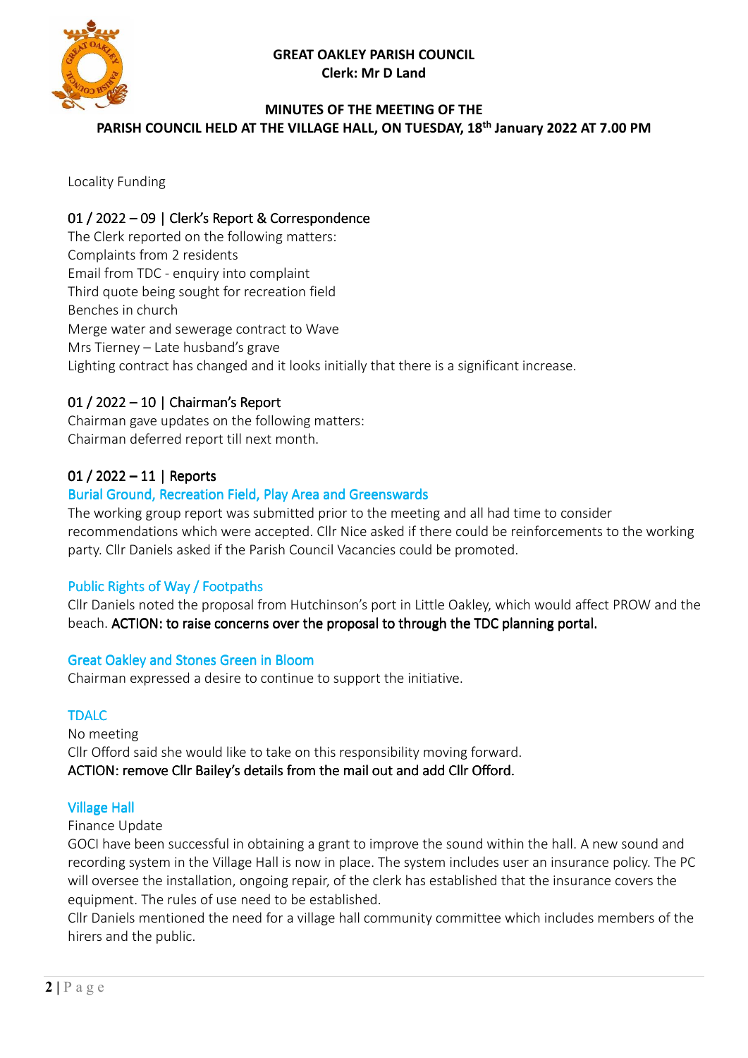**GREAT OAKLEY PARISH COUNCIL**
**Clerk: Mr D Land**

**MINUTES OF THE MEETING OF THE PARISH COUNCIL HELD AT THE VILLAGE HALL, ON TUESDAY, 18th January 2022 AT 7.00 PM**

Locality Funding

## 01 / 2022 – 09 | Clerk's Report & Correspondence

The Clerk reported on the following matters:
Complaints from 2 residents
Email from TDC - enquiry into complaint
Third quote being sought for recreation field
Benches in church
Merge water and sewerage contract to Wave
Mrs Tierney – Late husband's grave
Lighting contract has changed and it looks initially that there is a significant increase.

## 01 / 2022 – 10 | Chairman's Report

Chairman gave updates on the following matters:
Chairman deferred report till next month.

## 01 / 2022 – 11 | Reports

### Burial Ground, Recreation Field, Play Area and Greenswards

The working group report was submitted prior to the meeting and all had time to consider recommendations which were accepted. Cllr Nice asked if there could be reinforcements to the working party. Cllr Daniels asked if the Parish Council Vacancies could be promoted.

### Public Rights of Way / Footpaths

Cllr Daniels noted the proposal from Hutchinson's port in Little Oakley, which would affect PROW and the beach. **ACTION: to raise concerns over the proposal to through the TDC planning portal.**

### Great Oakley and Stones Green in Bloom

Chairman expressed a desire to continue to support the initiative.

### TDALC

No meeting
Cllr Offord said she would like to take on this responsibility moving forward.
**ACTION: remove Cllr Bailey's details from the mail out and add Cllr Offord.**

### Village Hall

Finance Update
GOCI have been successful in obtaining a grant to improve the sound within the hall. A new sound and recording system in the Village Hall is now in place. The system includes user an insurance policy. The PC will oversee the installation, ongoing repair, of the clerk has established that the insurance covers the equipment. The rules of use need to be established.
Cllr Daniels mentioned the need for a village hall community committee which includes members of the hirers and the public.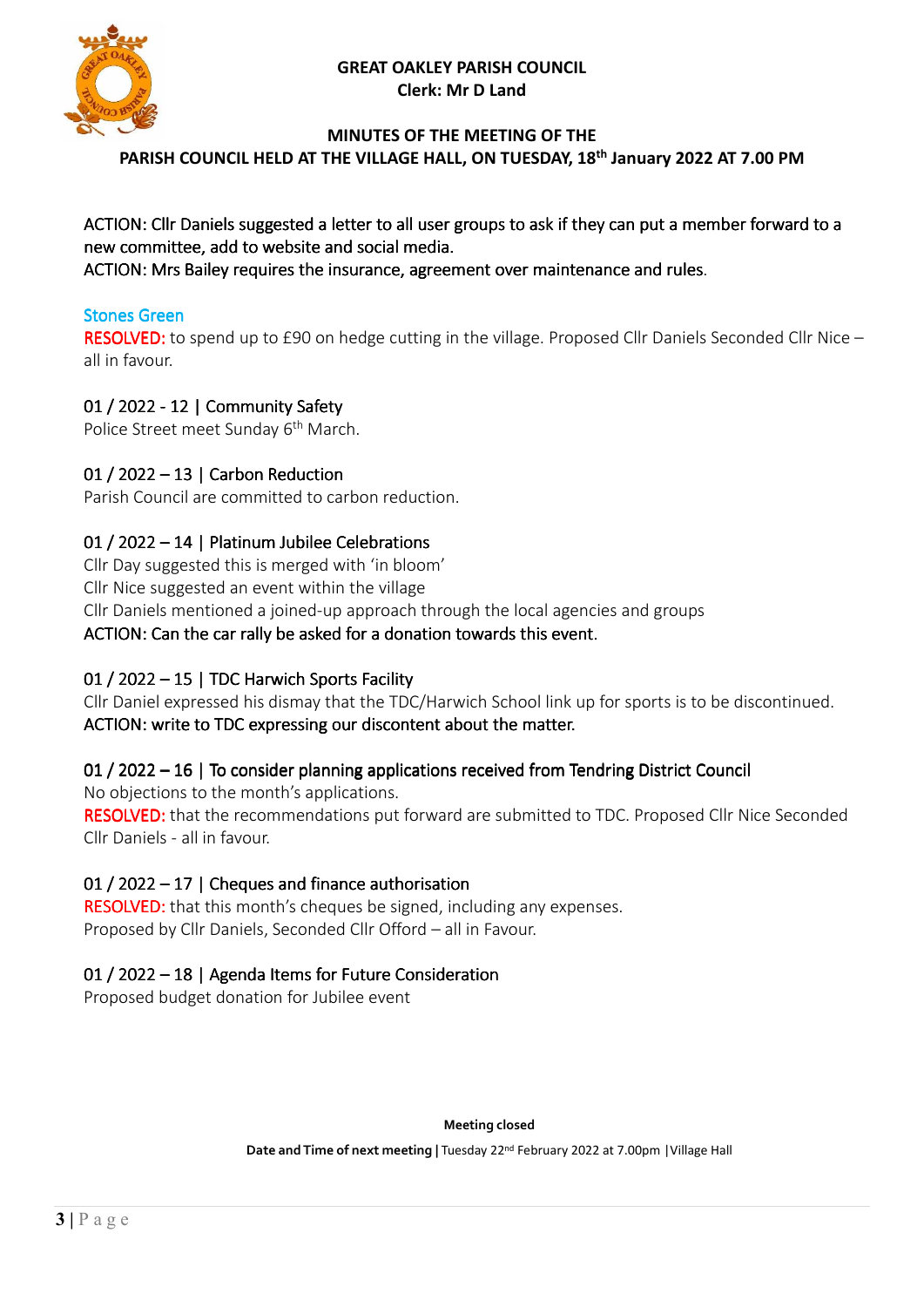**GREAT OAKLEY PARISH COUNCIL**
**Clerk: Mr D Land**

**MINUTES OF THE MEETING OF THE PARISH COUNCIL HELD AT THE VILLAGE HALL, ON TUESDAY, 18th January 2022 AT 7.00 PM**

ACTION: Cllr Daniels suggested a letter to all user groups to ask if they can put a member forward to a new committee, add to website and social media.
ACTION: Mrs Bailey requires the insurance, agreement over maintenance and rules.

### Stones Green

**RESOLVED:** to spend up to £90 on hedge cutting in the village. Proposed Cllr Daniels Seconded Cllr Nice – all in favour.

### 01 / 2022 - 12 | Community Safety

Police Street meet Sunday 6th March.

### 01 / 2022 – 13 | Carbon Reduction

Parish Council are committed to carbon reduction.

### 01 / 2022 – 14 | Platinum Jubilee Celebrations

Cllr Day suggested this is merged with 'in bloom'
Cllr Nice suggested an event within the village
Cllr Daniels mentioned a joined-up approach through the local agencies and groups
ACTION: Can the car rally be asked for a donation towards this event.

### 01 / 2022 – 15 | TDC Harwich Sports Facility

Cllr Daniel expressed his dismay that the TDC/Harwich School link up for sports is to be discontinued.
ACTION: write to TDC expressing our discontent about the matter.

### 01 / 2022 – 16 | To consider planning applications received from Tendring District Council

No objections to the month's applications.
**RESOLVED:** that the recommendations put forward are submitted to TDC. Proposed Cllr Nice Seconded Cllr Daniels - all in favour.

### 01 / 2022 – 17 | Cheques and finance authorisation

**RESOLVED:** that this month's cheques be signed, including any expenses.
Proposed by Cllr Daniels, Seconded Cllr Offord – all in Favour.

### 01 / 2022 – 18 | Agenda Items for Future Consideration

Proposed budget donation for Jubilee event

**Meeting closed**

**Date and Time of next meeting |** Tuesday 22nd February 2022 at 7.00pm |Village Hall